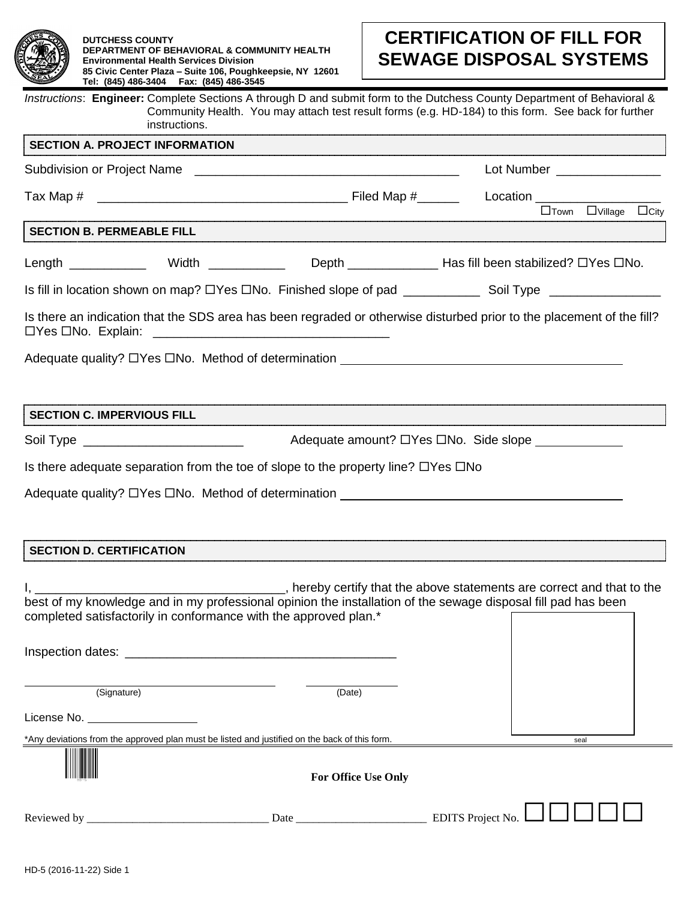**DUTCHESS COUNTY**
**DEPARTMENT OF BEHAVIORAL & COMMUNITY HEALTH**
**Environmental Health Services Division**
**85 Civic Center Plaza – Suite 106, Poughkeepsie, NY 12601**
**Tel: (845) 486-3404 Fax: (845) 486-3545**

# CERTIFICATION OF FILL FOR SEWAGE DISPOSAL SYSTEMS

*Instructions*: **Engineer:** Complete Sections A through D and submit form to the Dutchess County Department of Behavioral & Community Health. You may attach test result forms (e.g. HD-184) to this form. See back for further instructions.

## SECTION A. PROJECT INFORMATION

Subdivision or Project Name ______________________________________ Lot Number _______________

Tax Map # ____________________________________ Filed Map #______ Location __________________ ☐Town ☐Village ☐City

## SECTION B. PERMEABLE FILL

Length ___________ Width ___________ Depth _____________ Has fill been stabilized? ☐Yes ☐No.

Is fill in location shown on map? ☐Yes ☐No. Finished slope of pad ___________ Soil Type ________________

Is there an indication that the SDS area has been regraded or otherwise disturbed prior to the placement of the fill? ☐Yes ☐No. Explain: __________________________________

Adequate quality? ☐Yes ☐No. Method of determination ________________________________________

## SECTION C. IMPERVIOUS FILL

Soil Type _______________________ Adequate amount? ☐Yes ☐No. Side slope ____________

Is there adequate separation from the toe of slope to the property line? ☐Yes ☐No

Adequate quality? ☐Yes ☐No. Method of determination ________________________________________

## SECTION D. CERTIFICATION

I, ___________________________________, hereby certify that the above statements are correct and that to the best of my knowledge and in my professional opinion the installation of the sewage disposal fill pad has been completed satisfactorily in conformance with the approved plan.*

Inspection dates: _______________________________________

_________________________________________ _______________
(Signature) (Date)

License No. _________________

seal

*Any deviations from the approved plan must be listed and justified on the back of this form.

**For Office Use Only**

Reviewed by ________________________________ Date _______________________ EDITS Project No. ☐☐☐☐☐☐

HD-5 (2016-11-22) Side 1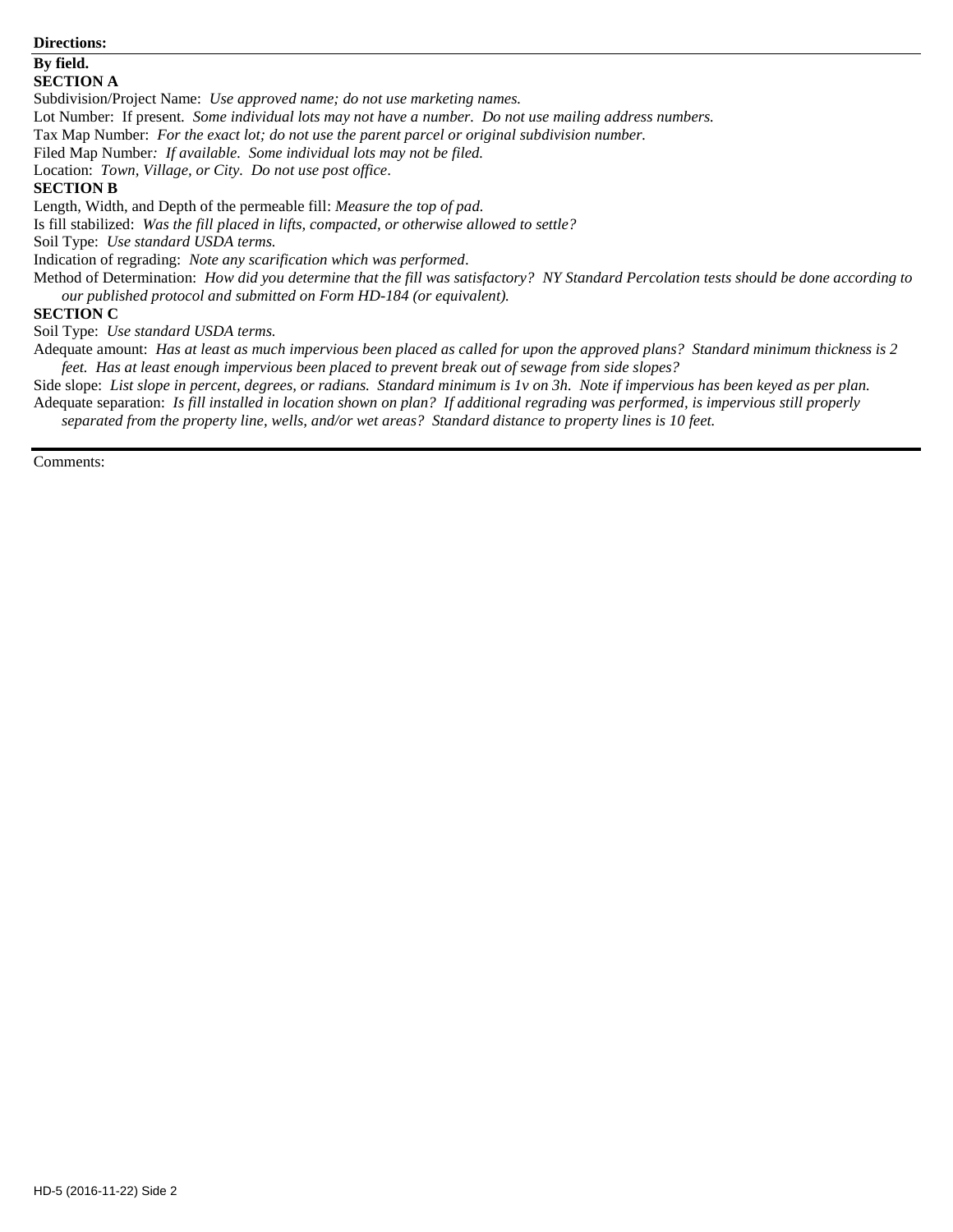**Directions:**

**By field.**

**SECTION A**

Subdivision/Project Name: *Use approved name; do not use marketing names.*

Lot Number: If present. *Some individual lots may not have a number. Do not use mailing address numbers.*

Tax Map Number: *For the exact lot; do not use the parent parcel or original subdivision number.*

Filed Map Number*: If available. Some individual lots may not be filed.*

Location: *Town, Village, or City. Do not use post office*.

**SECTION B**

Length, Width, and Depth of the permeable fill: *Measure the top of pad.*

Is fill stabilized: *Was the fill placed in lifts, compacted, or otherwise allowed to settle?*

Soil Type: *Use standard USDA terms.*

Indication of regrading: *Note any scarification which was performed*.

Method of Determination: *How did you determine that the fill was satisfactory? NY Standard Percolation tests should be done according to our published protocol and submitted on Form HD-184 (or equivalent).*

**SECTION C**

Soil Type: *Use standard USDA terms.*

Adequate amount: *Has at least as much impervious been placed as called for upon the approved plans? Standard minimum thickness is 2 feet. Has at least enough impervious been placed to prevent break out of sewage from side slopes?*

Side slope: *List slope in percent, degrees, or radians. Standard minimum is 1v on 3h. Note if impervious has been keyed as per plan.*

Adequate separation: *Is fill installed in location shown on plan? If additional regrading was performed, is impervious still properly separated from the property line, wells, and/or wet areas? Standard distance to property lines is 10 feet.*

---

Comments:

HD-5 (2016-11-22) Side 2